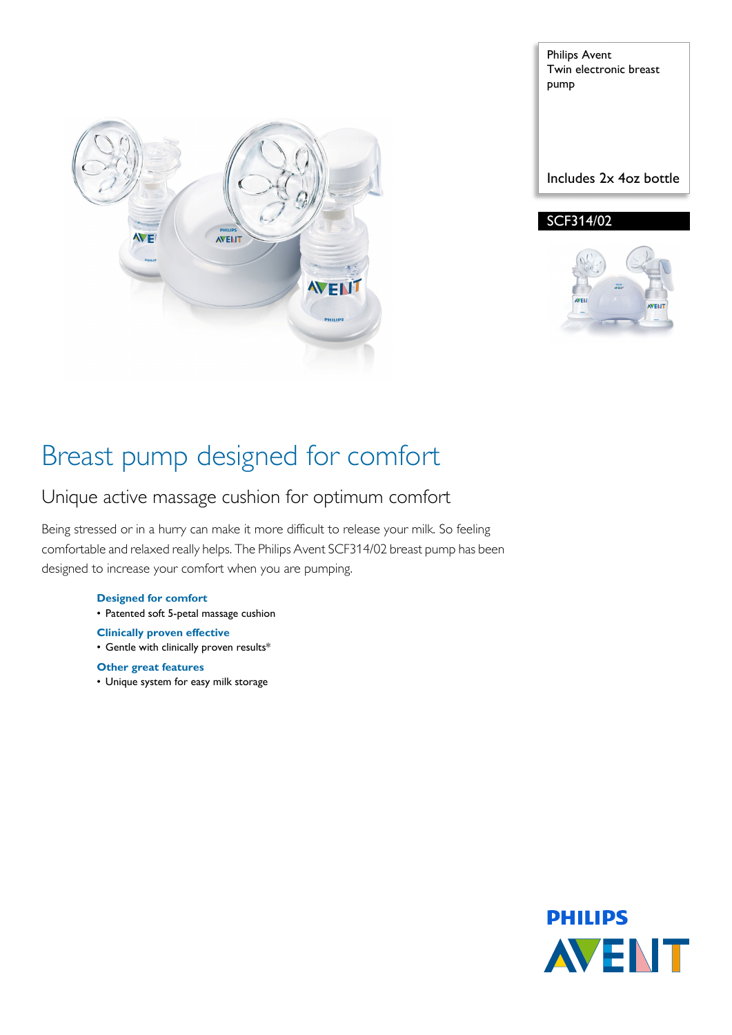Philips Avent
Twin electronic breast pump

Includes 2x 4oz bottle

SCF314/02

# Breast pump designed for comfort

## Unique active massage cushion for optimum comfort

Being stressed or in a hurry can make it more difficult to release your milk. So feeling comfortable and relaxed really helps. The Philips Avent SCF314/02 breast pump has been designed to increase your comfort when you are pumping.

**Designed for comfort**
- Patented soft 5-petal massage cushion

**Clinically proven effective**
- Gentle with clinically proven results*

**Other great features**
- Unique system for easy milk storage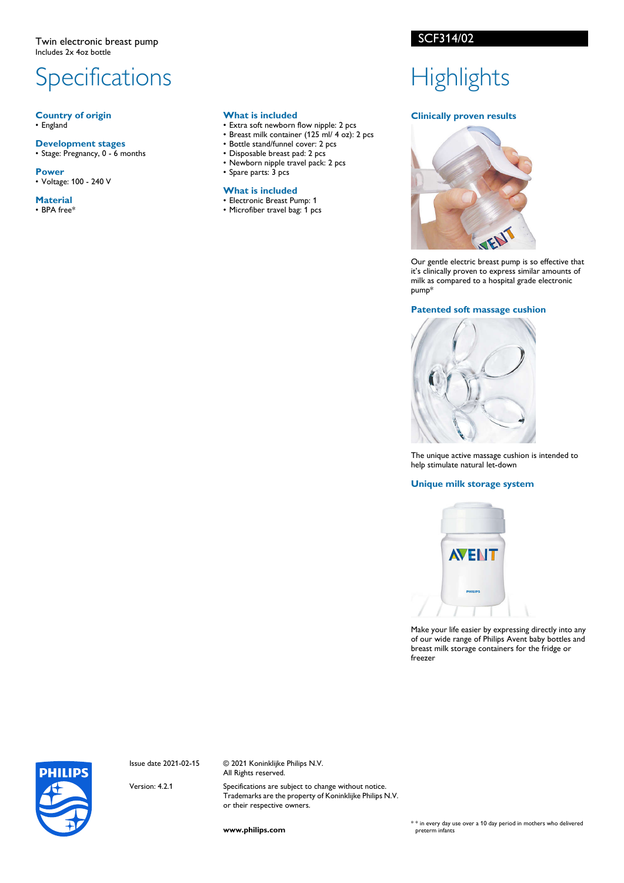Twin electronic breast pump
Includes 2x 4oz bottle

SCF314/02

# Specifications

### Country of origin
- England

### Development stages
- Stage: Pregnancy, 0 - 6 months

### Power
- Voltage: 100 - 240 V

### Material
- BPA free*

### What is included
- Extra soft newborn flow nipple: 2 pcs
- Breast milk container (125 ml/ 4 oz): 2 pcs
- Bottle stand/funnel cover: 2 pcs
- Disposable breast pad: 2 pcs
- Newborn nipple travel pack: 2 pcs
- Spare parts: 3 pcs

### What is included
- Electronic Breast Pump: 1
- Microfiber travel bag: 1 pcs

# Highlights

### Clinically proven results

Our gentle electric breast pump is so effective that it's clinically proven to express similar amounts of milk as compared to a hospital grade electronic pump*

### Patented soft massage cushion

The unique active massage cushion is intended to help stimulate natural let-down

### Unique milk storage system

Make your life easier by expressing directly into any of our wide range of Philips Avent baby bottles and breast milk storage containers for the fridge or freezer

Issue date 2021-02-15

Version: 4.2.1

© 2021 Koninklijke Philips N.V.
All Rights reserved.

Specifications are subject to change without notice. Trademarks are the property of Koninklijke Philips N.V. or their respective owners.

**www.philips.com**

* * in every day use over a 10 day period in mothers who delivered preterm infants